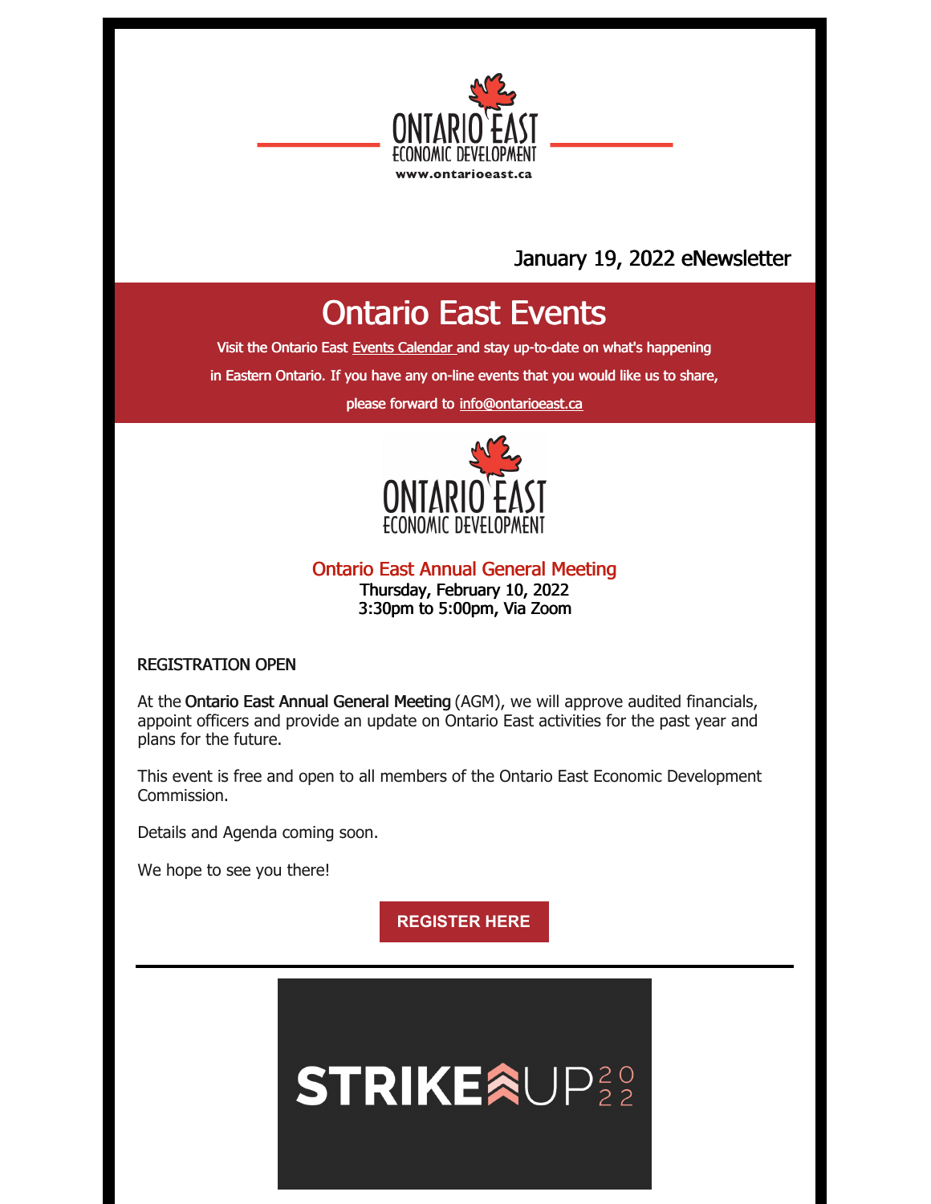ONTARIO EAST ECONOMIC DEVELOPMENT
www.ontarioeast.ca

January 19, 2022 eNewsletter

# Ontario East Events

Visit the Ontario East Events Calendar and stay up-to-date on what's happening in Eastern Ontario. If you have any on-line events that you would like us to share, please forward to info@ontarioeast.ca

ONTARIO EAST ECONOMIC DEVELOPMENT

## Ontario East Annual General Meeting

Thursday, February 10, 2022
3:30pm to 5:00pm, Via Zoom

REGISTRATION OPEN

At the **Ontario East Annual General Meeting** (AGM), we will approve audited financials, appoint officers and provide an update on Ontario East activities for the past year and plans for the future.

This event is free and open to all members of the Ontario East Economic Development Commission.

Details and Agenda coming soon.

We hope to see you there!

**REGISTER HERE**

---

STRIKE UP 2022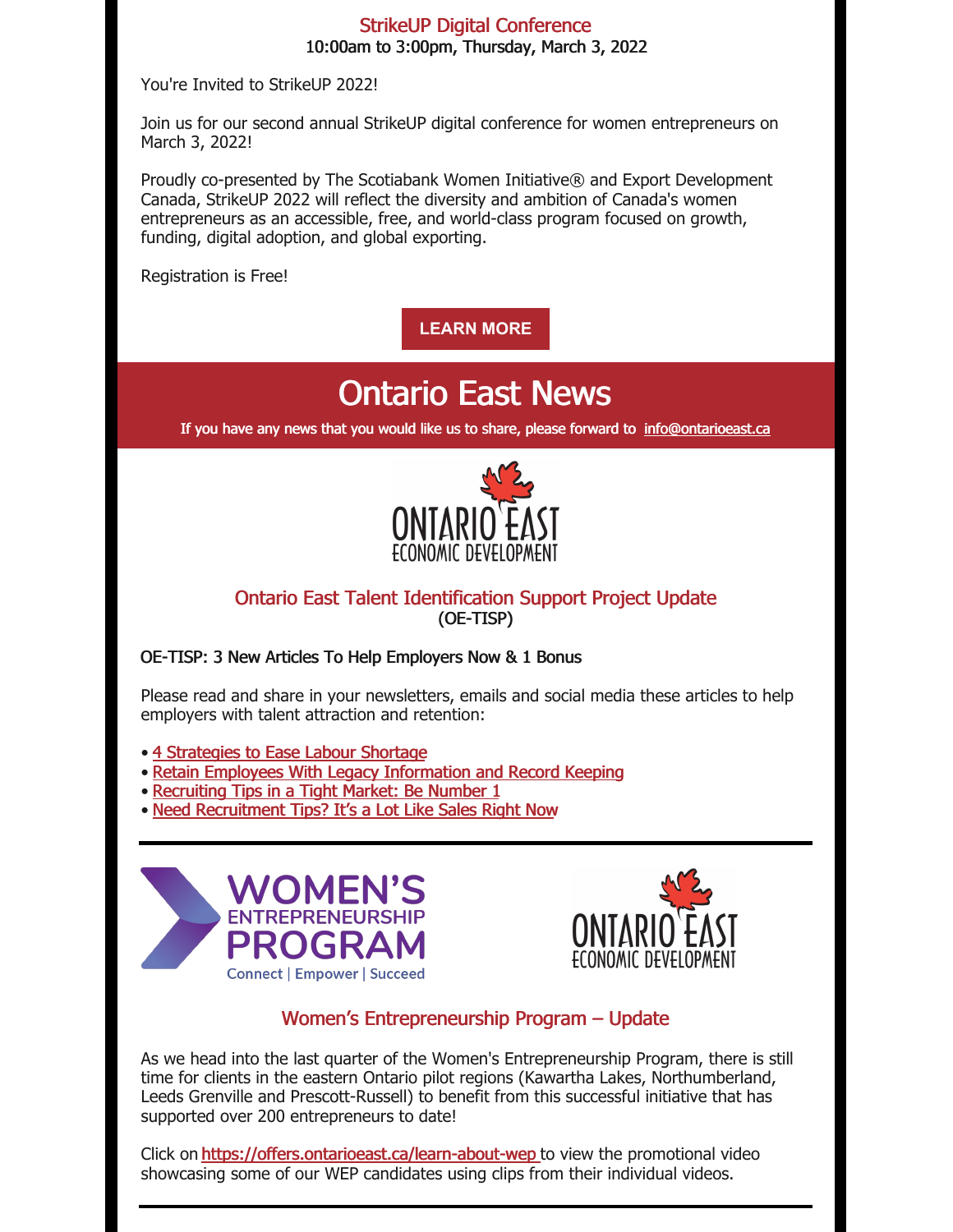## StrikeUP Digital Conference

10:00am to 3:00pm, Thursday, March 3, 2022

You're Invited to StrikeUP 2022!

Join us for our second annual StrikeUP digital conference for women entrepreneurs on March 3, 2022!

Proudly co-presented by The Scotiabank Women Initiative® and Export Development Canada, StrikeUP 2022 will reflect the diversity and ambition of Canada's women entrepreneurs as an accessible, free, and world-class program focused on growth, funding, digital adoption, and global exporting.

Registration is Free!

**LEARN MORE**

# Ontario East News

If you have any news that you would like us to share, please forward to info@ontarioeast.ca

## Ontario East Talent Identification Support Project Update

(OE-TISP)

OE-TISP: 3 New Articles To Help Employers Now & 1 Bonus

Please read and share in your newsletters, emails and social media these articles to help employers with talent attraction and retention:

- 4 Strategies to Ease Labour Shortage
- Retain Employees With Legacy Information and Record Keeping
- Recruiting Tips in a Tight Market: Be Number 1
- Need Recruitment Tips? It's a Lot Like Sales Right Now

---

## Women's Entrepreneurship Program – Update

As we head into the last quarter of the Women's Entrepreneurship Program, there is still time for clients in the eastern Ontario pilot regions (Kawartha Lakes, Northumberland, Leeds Grenville and Prescott-Russell) to benefit from this successful initiative that has supported over 200 entrepreneurs to date!

Click on https://offers.ontarioeast.ca/learn-about-wep to view the promotional video showcasing some of our WEP candidates using clips from their individual videos.

---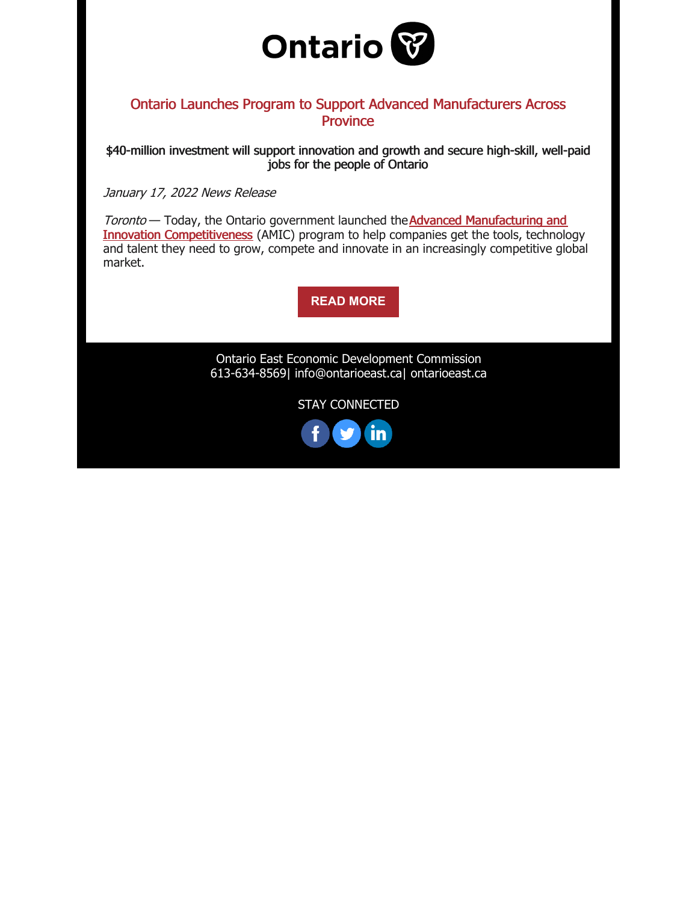Ontario

## Ontario Launches Program to Support Advanced Manufacturers Across Province

**$40-million investment will support innovation and growth and secure high-skill, well-paid jobs for the people of Ontario**

*January 17, 2022 News Release*

*Toronto* — Today, the Ontario government launched the **Advanced Manufacturing and Innovation Competitiveness** (AMIC) program to help companies get the tools, technology and talent they need to grow, compete and innovate in an increasingly competitive global market.

**READ MORE**

Ontario East Economic Development Commission
613-634-8569| info@ontarioeast.ca| ontarioeast.ca

STAY CONNECTED